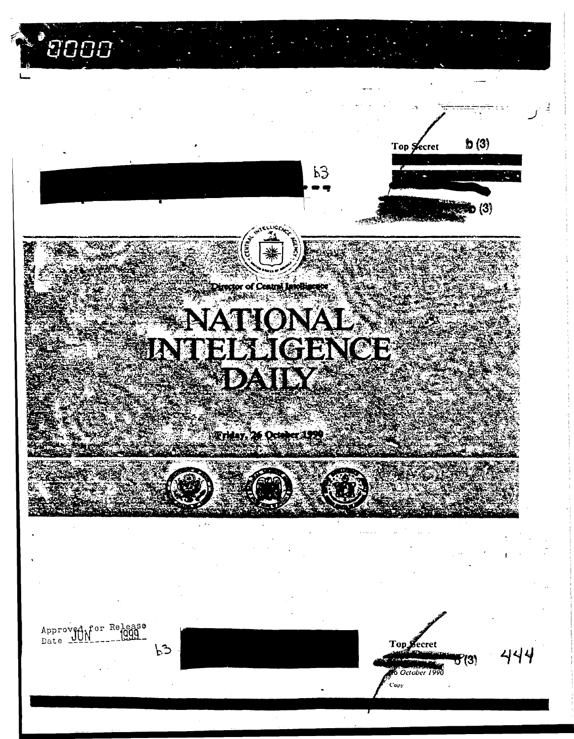Top Secret b (3)

b3

b (3)

Director of Central Intelligence

# NATIONAL INTELLIGENCE DAILY

Friday, 26 October 1990

Approved for Release
Date JUN 1999

b3

Top Secret
b (3)
26 October 1990
Copy 444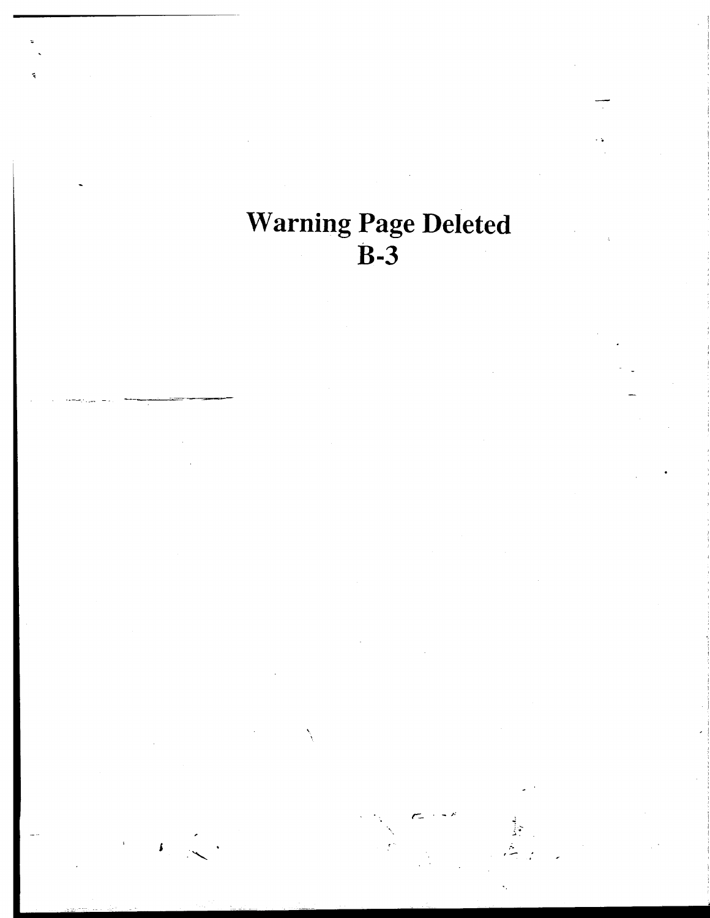# Warning Page Deleted
# B-3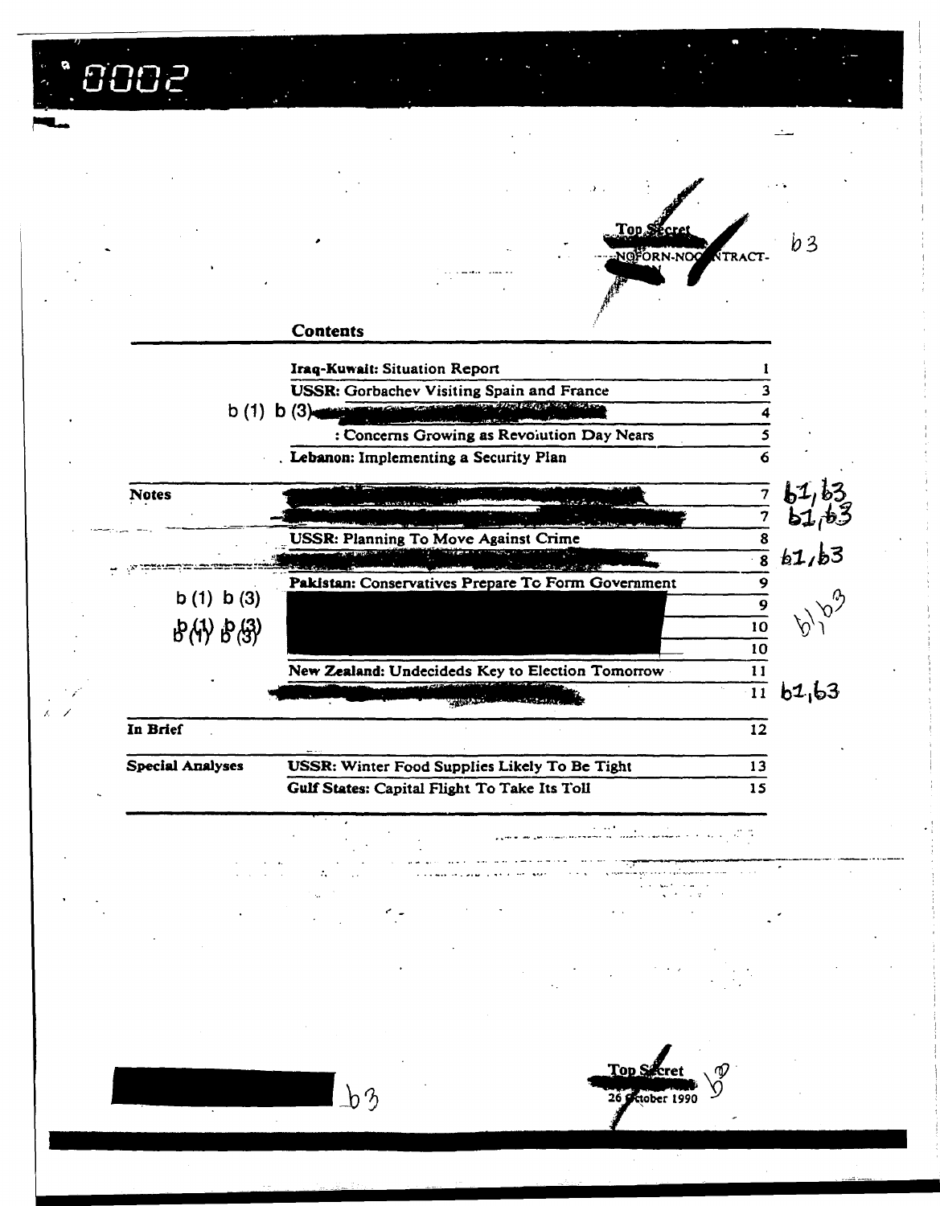0002

Top Secret

NOFORN-NOCONTRACT-

b3

## Contents

| | | |
|---|---|---|
| | **Iraq-Kuwait:** Situation Report | 1 |
| | **USSR:** Gorbachev Visiting Spain and France | 3 |
| b (1) b (3) | | 4 |
| | : Concerns Growing as Revolution Day Nears | 5 |
| | **Lebanon:** Implementing a Security Plan | 6 |
| **Notes** | | 7 b1, b3 |
| | | 7 b1, b3 |
| | **USSR:** Planning To Move Against Crime | 8 |
| | | 8 b1, b3 |
| | **Pakistan:** Conservatives Prepare To Form Government | 9 |
| b (1) b (3) | | 9 b1, b3 |
| b (1) b (3) | | 10 |
| | | 10 |
| | **New Zealand:** Undecideds Key to Election Tomorrow | 11 |
| | | 11 b1, b3 |
| **In Brief** | | 12 |
| **Special Analyses** | **USSR:** Winter Food Supplies Likely To Be Tight | 13 |
| | **Gulf States:** Capital Flight To Take Its Toll | 15 |

b3

Top Secret

26 October 1990

b3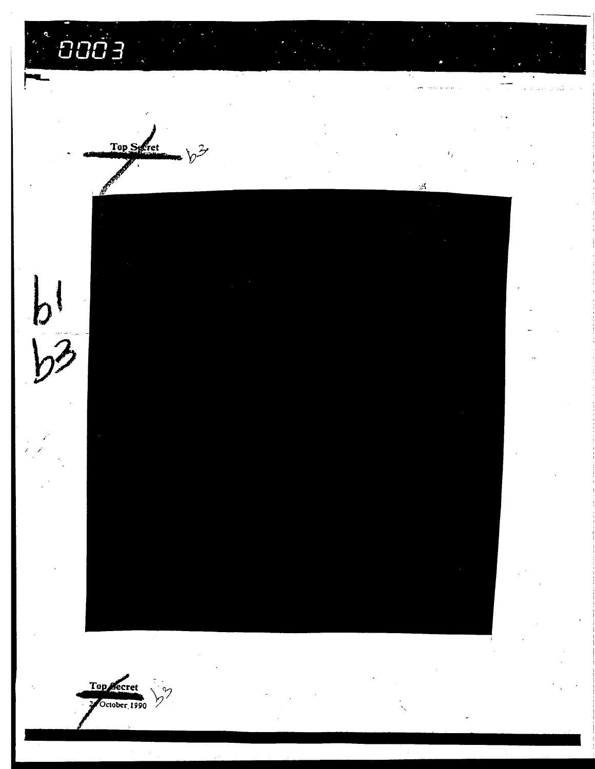Top Secret b3

b1
b3

Top Secret b3
2? October 1990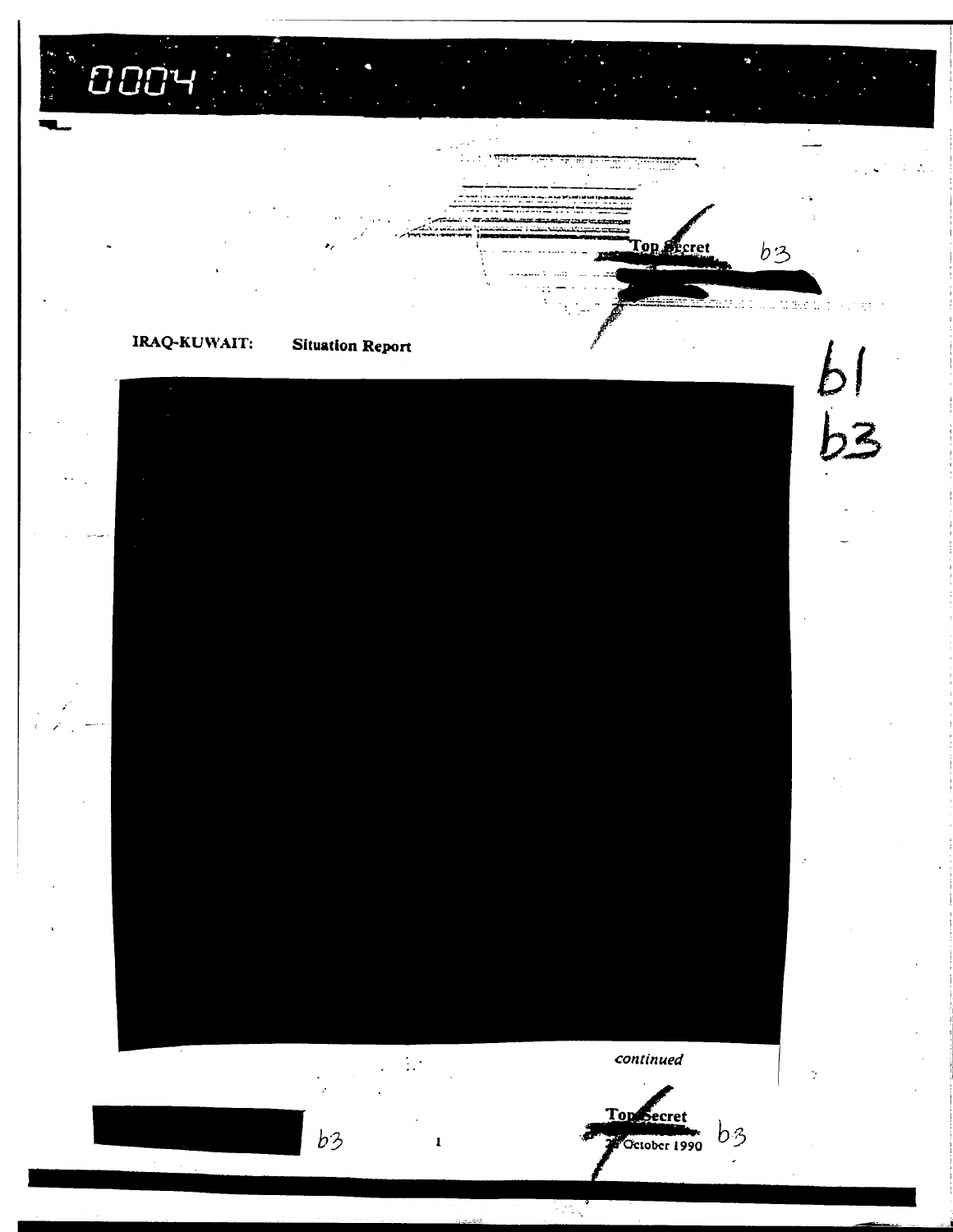Top Secret

b3

**IRAQ-KUWAIT:** **Situation Report**

b1
b3

*continued*

b3

Top Secret
2? October 1990

b3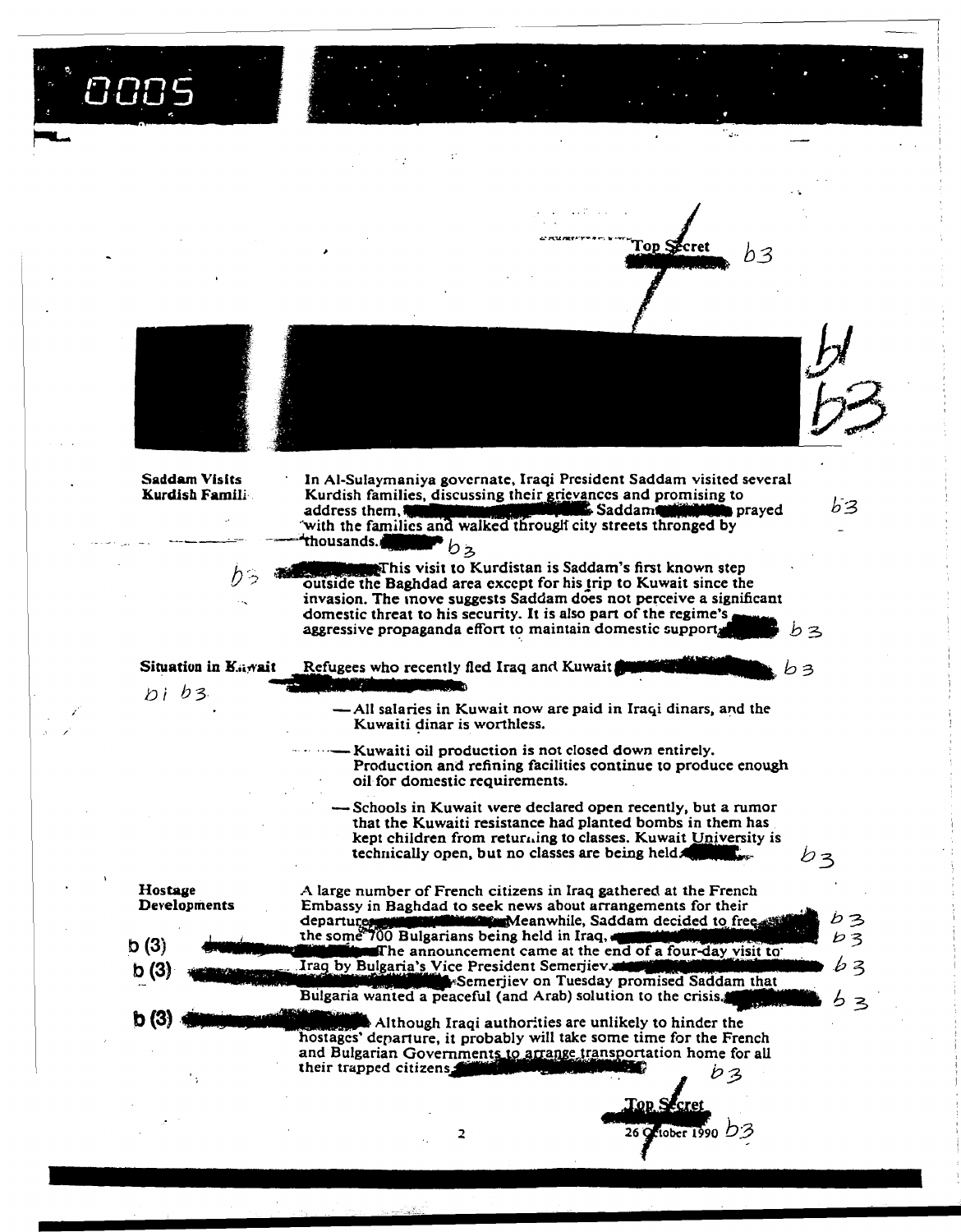Top Secret b3

b1
b3

**Saddam Visits Kurdish Famili**

In Al-Sulaymaniya governate, Iraqi President Saddam visited several Kurdish families, discussing their grievances and promising to address them, Saddam prayed with the families and walked through city streets thronged by thousands. b3

b3 This visit to Kurdistan is Saddam's first known step outside the Baghdad area except for his trip to Kuwait since the invasion. The move suggests Saddam does not perceive a significant domestic threat to his security. It is also part of the regime's aggressive propaganda effort to maintain domestic support. b3

**Situation in Kuwait**

b1 b3

Refugees who recently fled Iraq and Kuwait b3

- All salaries in Kuwait now are paid in Iraqi dinars, and the Kuwaiti dinar is worthless.
- Kuwaiti oil production is not closed down entirely. Production and refining facilities continue to produce enough oil for domestic requirements.
- Schools in Kuwait were declared open recently, but a rumor that the Kuwaiti resistance had planted bombs in them has kept children from returning to classes. Kuwait University is technically open, but no classes are being held. b3

**Hostage Developments**

A large number of French citizens in Iraq gathered at the French Embassy in Baghdad to seek news about arrangements for their departure. Meanwhile, Saddam decided to free the some 700 Bulgarians being held in Iraq, b3

b (3) The announcement came at the end of a four-day visit to Iraq by Bulgaria's Vice President Semerjiev. b3

b (3) Semerjiev on Tuesday promised Saddam that Bulgaria wanted a peaceful (and Arab) solution to the crisis. b3

b (3) Although Iraqi authorities are unlikely to hinder the hostages' departure, it probably will take some time for the French and Bulgarian Governments to arrange transportation home for all their trapped citizens. b3

Top Secret
26 October 1990 b3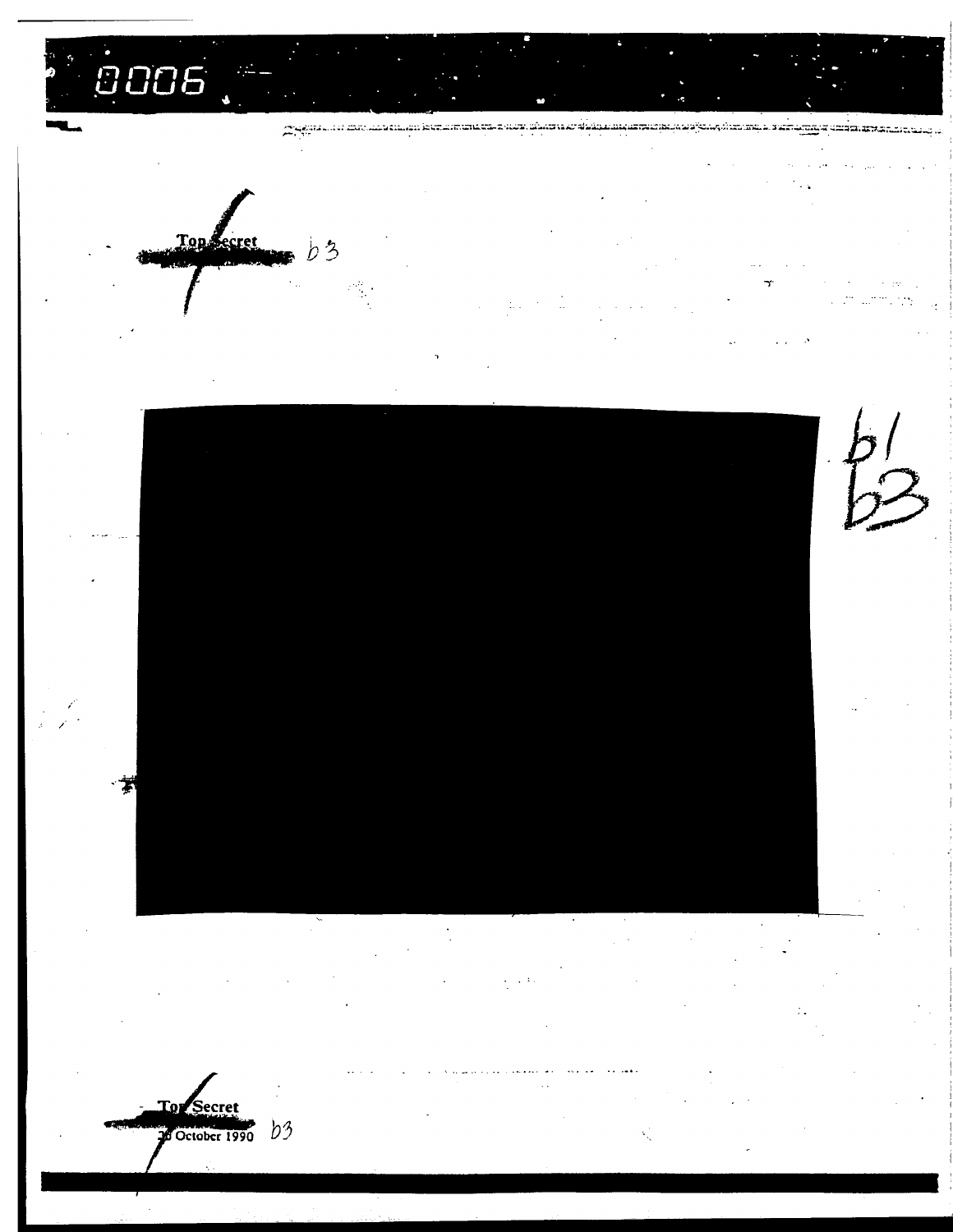Top Secret b3

b1
b3

Top Secret
20 October 1990 b3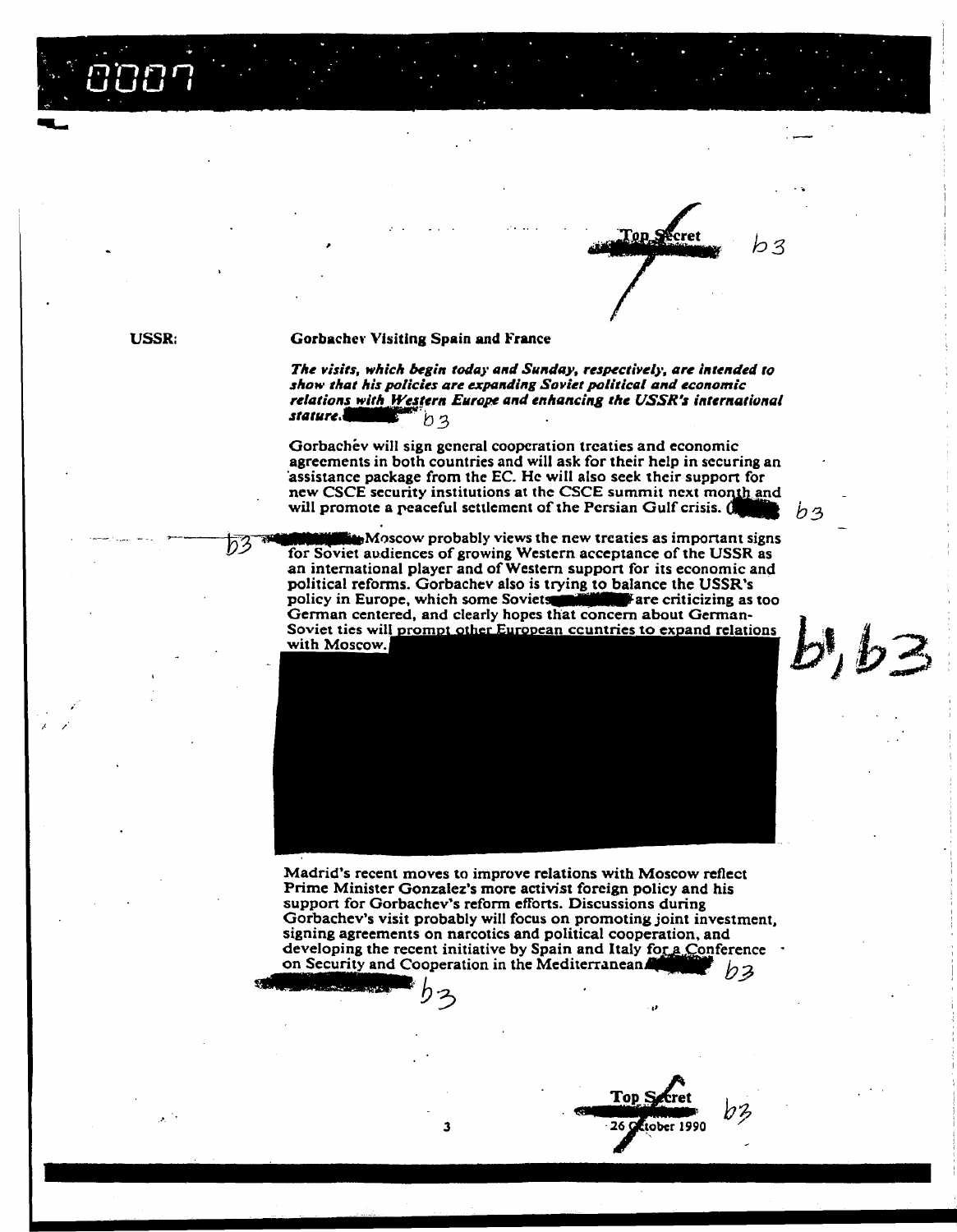Top Secret b3

**USSR:** **Gorbachev Visiting Spain and France**

***The visits, which begin today and Sunday, respectively, are intended to show that his policies are expanding Soviet political and economic relations with Western Europe and enhancing the USSR's international stature.*** b3

Gorbachev will sign general cooperation treaties and economic agreements in both countries and will ask for their help in securing an assistance package from the EC. He will also seek their support for new CSCE security institutions at the CSCE summit next month and will promote a peaceful settlement of the Persian Gulf crisis. b3

b3 Moscow probably views the new treaties as important signs for Soviet audiences of growing Western acceptance of the USSR as an international player and of Western support for its economic and political reforms. Gorbachev also is trying to balance the USSR's policy in Europe, which some Soviets are criticizing as too German centered, and clearly hopes that concern about German-Soviet ties will prompt other European countries to expand relations with Moscow. b1, b3

Madrid's recent moves to improve relations with Moscow reflect Prime Minister Gonzalez's more activist foreign policy and his support for Gorbachev's reform efforts. Discussions during Gorbachev's visit probably will focus on promoting joint investment, signing agreements on narcotics and political cooperation, and developing the recent initiative by Spain and Italy for a Conference on Security and Cooperation in the Mediterranean. b3

b3

Top Secret b3
26 October 1990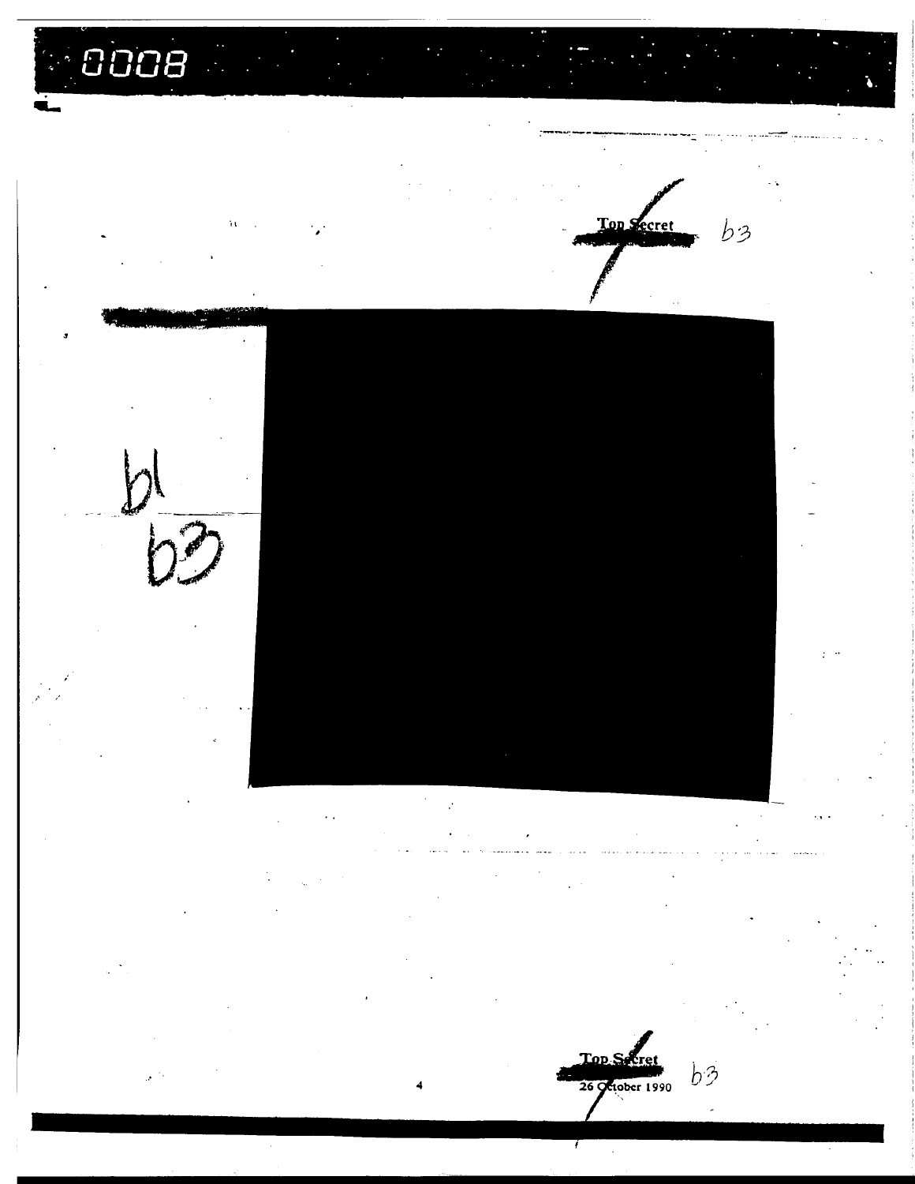Top Secret b3

b1
b3

Top Secret b3
26 October 1990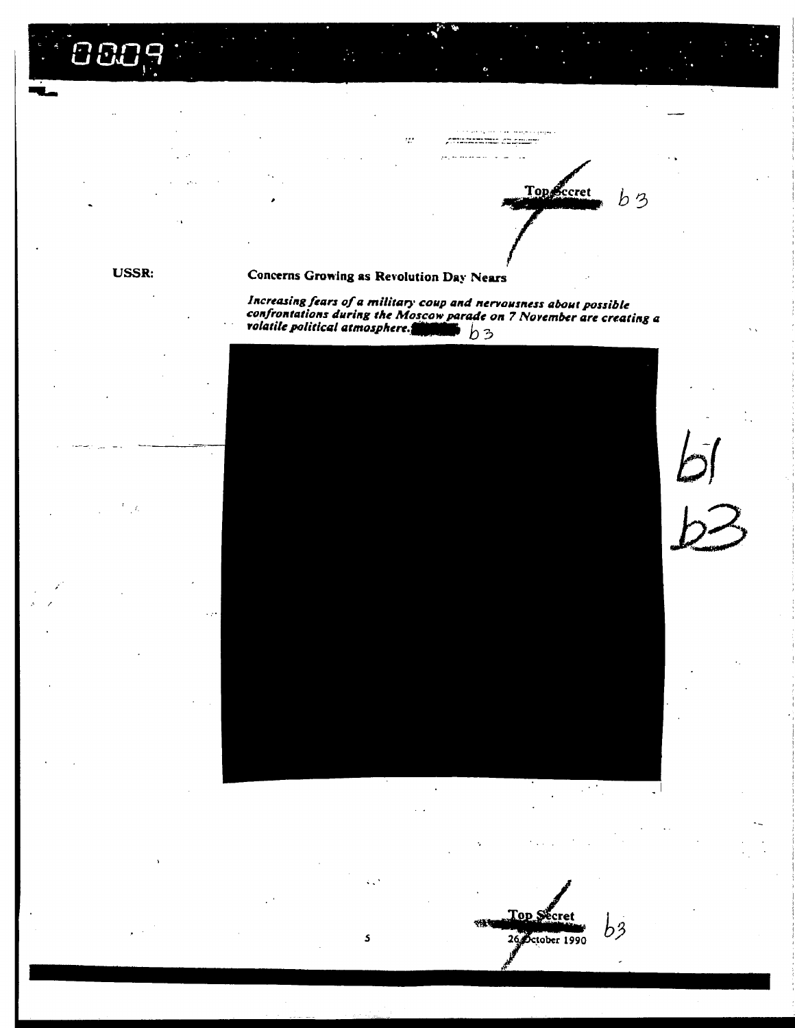Top Secret b3

**USSR:** **Concerns Growing as Revolution Day Nears**

*Increasing fears of a military coup and nervousness about possible confrontations during the Moscow parade on 7 November are creating a volatile political atmosphere.* b3

b1
b3

Top Secret b3
26 October 1990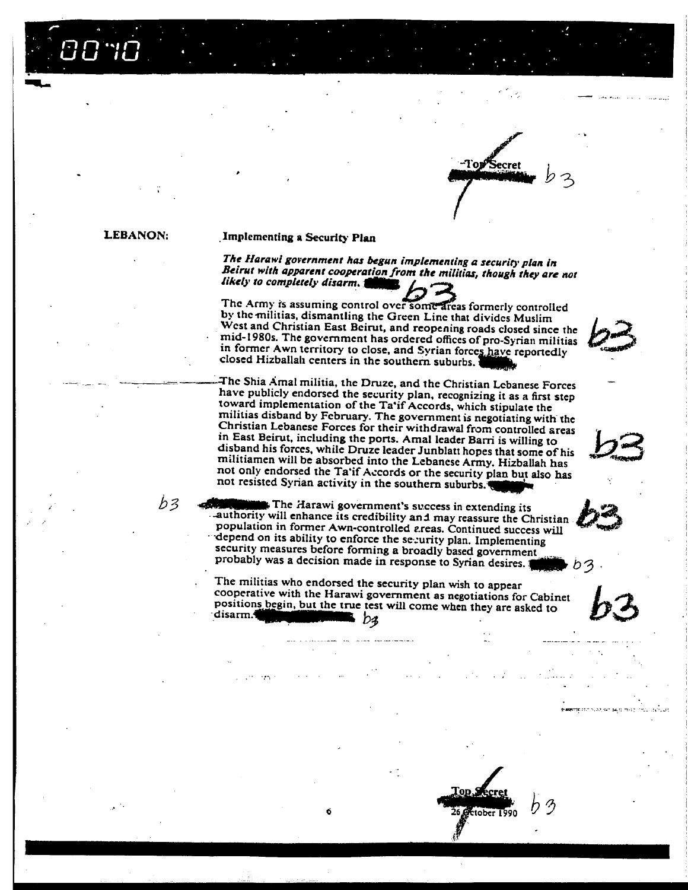Top Secret b3

**LEBANON:** **Implementing a Security Plan**

***The Harawi government has begun implementing a security plan in Beirut with apparent cooperation from the militias, though they are not likely to completely disarm.*** b3

The Army is assuming control over some areas formerly controlled by the militias, dismantling the Green Line that divides Muslim West and Christian East Beirut, and reopening roads closed since the mid-1980s. The government has ordered offices of pro-Syrian militias in former Awn territory to close, and Syrian forces have reportedly closed Hizballah centers in the southern suburbs. b3

The Shia Amal militia, the Druze, and the Christian Lebanese Forces have publicly endorsed the security plan, recognizing it as a first step toward implementation of the Ta'if Accords, which stipulate the militias disband by February. The government is negotiating with the Christian Lebanese Forces for their withdrawal from controlled areas in East Beirut, including the ports. Amal leader Barri is willing to disband his forces, while Druze leader Junblatt hopes that some of his militiamen will be absorbed into the Lebanese Army. Hizballah has not only endorsed the Ta'if Accords or the security plan but also has not resisted Syrian activity in the southern suburbs. b3

b3 The Harawi government's success in extending its authority will enhance its credibility and may reassure the Christian population in former Awn-controlled areas. Continued success will depend on its ability to enforce the security plan. Implementing security measures before forming a broadly based government probably was a decision made in response to Syrian desires. b3

The militias who endorsed the security plan wish to appear cooperative with the Harawi government as negotiations for Cabinet positions begin, but the true test will come when they are asked to disarm. b3

Top Secret b3
26 October 1990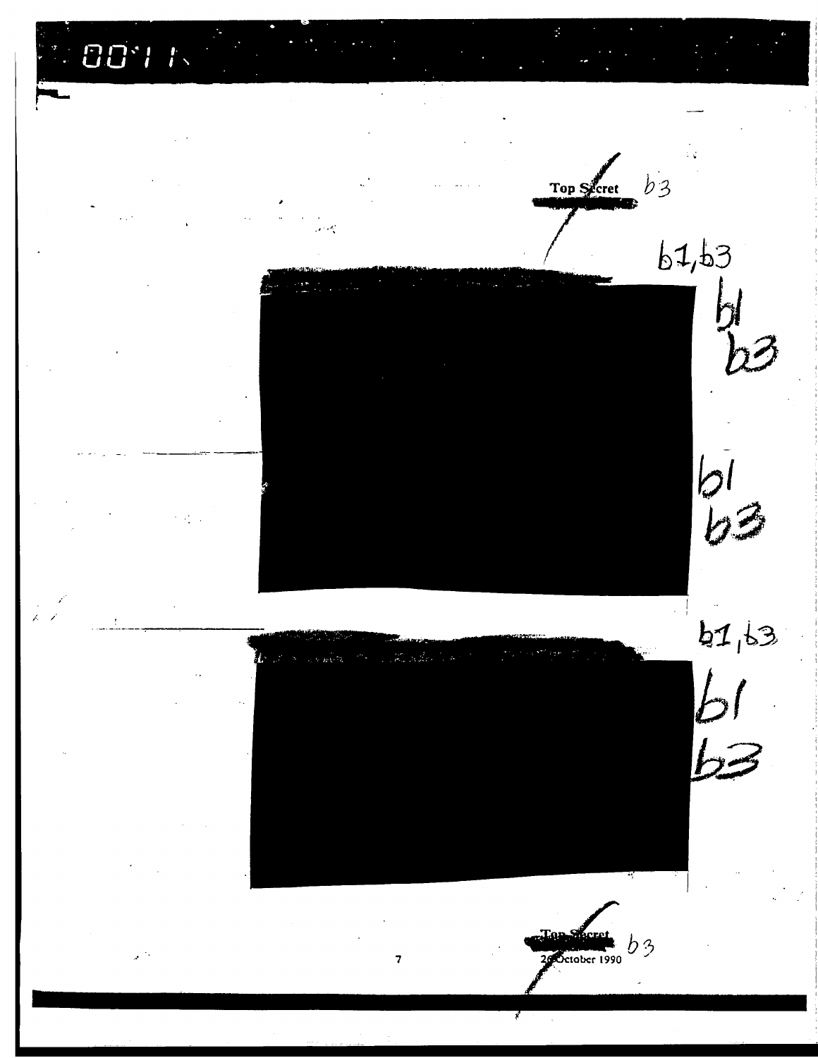Top Secret b3

b1,b3

b1
b3

b1
b3

b1,b3

b1
b3

Top Secret b3
26 October 1990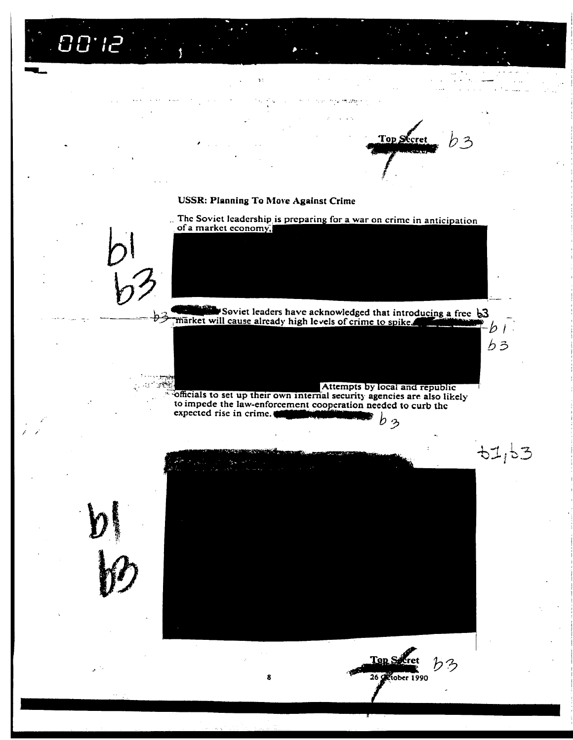Top Secret b3

### USSR: Planning To Move Against Crime

The Soviet leadership is preparing for a war on crime in anticipation of a market economy.

b1
b3

b3 Soviet leaders have acknowledged that introducing a free market will cause already high levels of crime to spike. b1 b3

Attempts by local and republic officials to set up their own internal security agencies are also likely to impede the law-enforcement cooperation needed to curb the expected rise in crime. b3

b1, b3

b1
b3

Top Secret b3
26 October 1990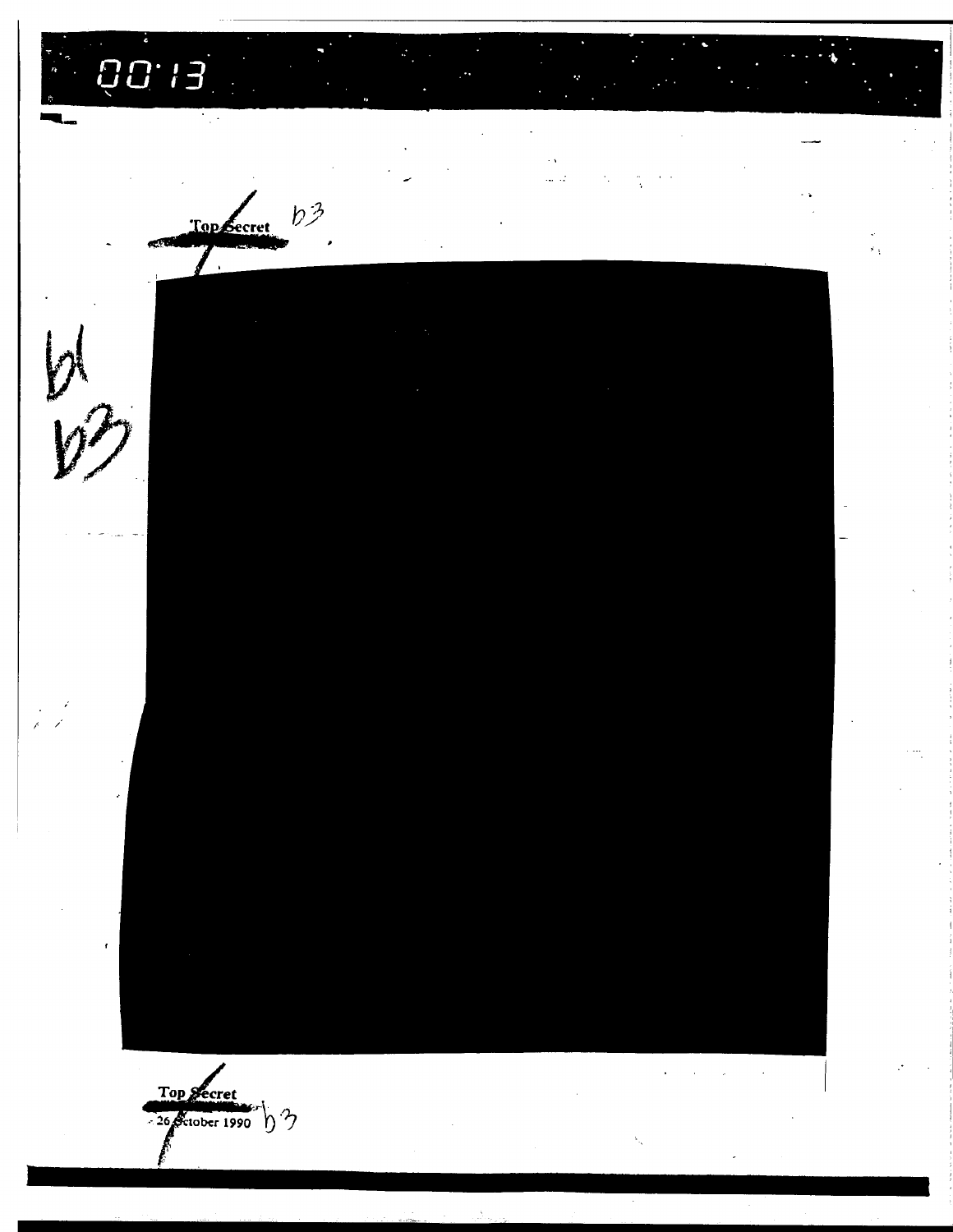00:13

Top Secret b3

b1
b3

Top Secret
26 October 1990 b3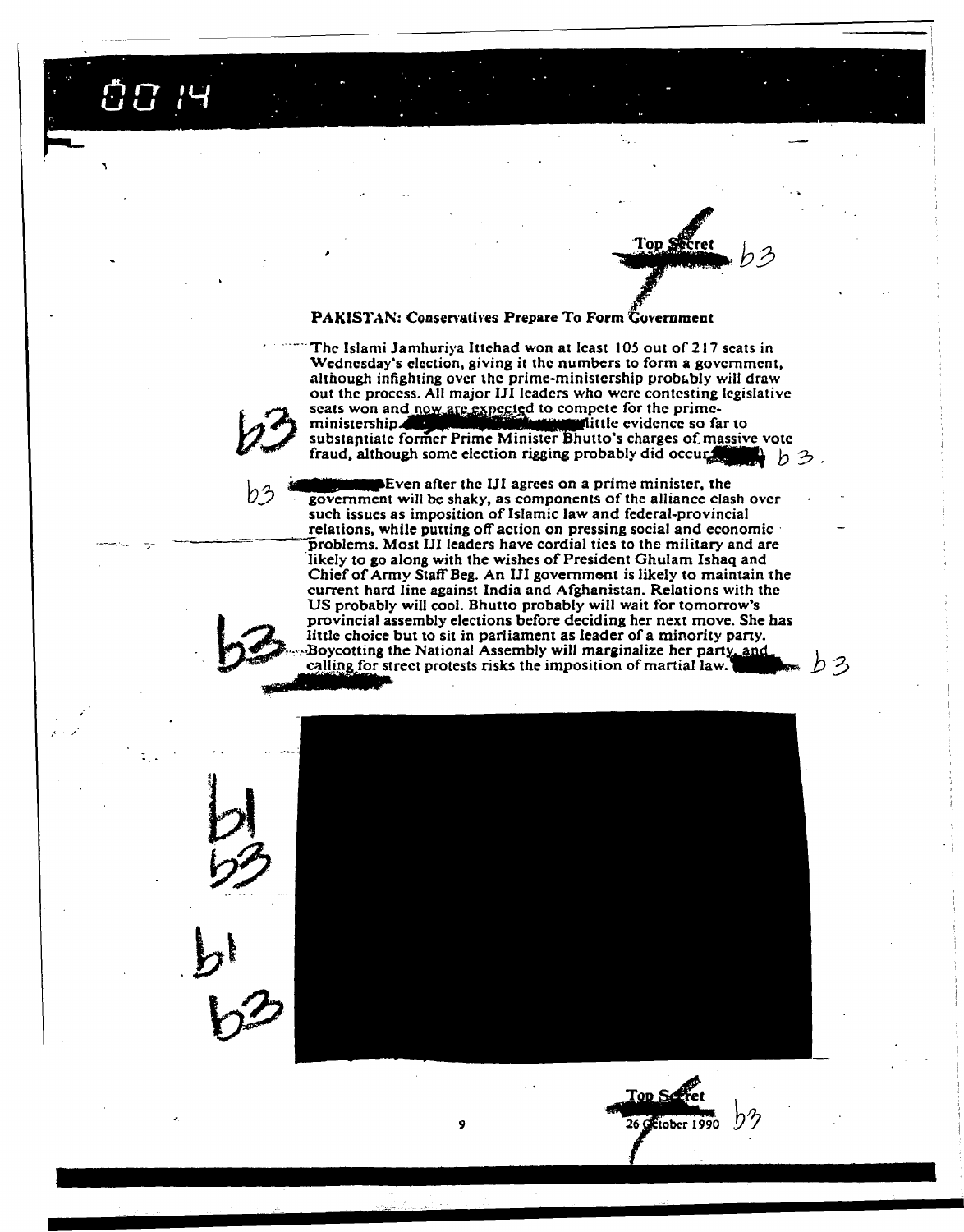Top Secret b3

## PAKISTAN: Conservatives Prepare To Form Government

The Islami Jamhuriya Ittehad won at least 105 out of 217 seats in Wednesday's election, giving it the numbers to form a government, although infighting over the prime-ministership probably will draw out the process. All major IJI leaders who were contesting legislative seats won and now are expected to compete for the prime-ministership. [redacted] little evidence so far to substantiate former Prime Minister Bhutto's charges of massive vote fraud, although some election rigging probably did occur. [redacted] b3.

b3

[redacted] Even after the IJI agrees on a prime minister, the government will be shaky, as components of the alliance clash over such issues as imposition of Islamic law and federal-provincial relations, while putting off action on pressing social and economic problems. Most IJI leaders have cordial ties to the military and are likely to go along with the wishes of President Ghulam Ishaq and Chief of Army Staff Beg. An IJI government is likely to maintain the current hard line against India and Afghanistan. Relations with the US probably will cool. Bhutto probably will wait for tomorrow's provincial assembly elections before deciding her next move. She has little choice but to sit in parliament as leader of a minority party. Boycotting the National Assembly will marginalize her party, and calling for street protests risks the imposition of martial law. [redacted] b3

b3

b1
b3

b1
b3

[redacted]

Top Secret b3
26 October 1990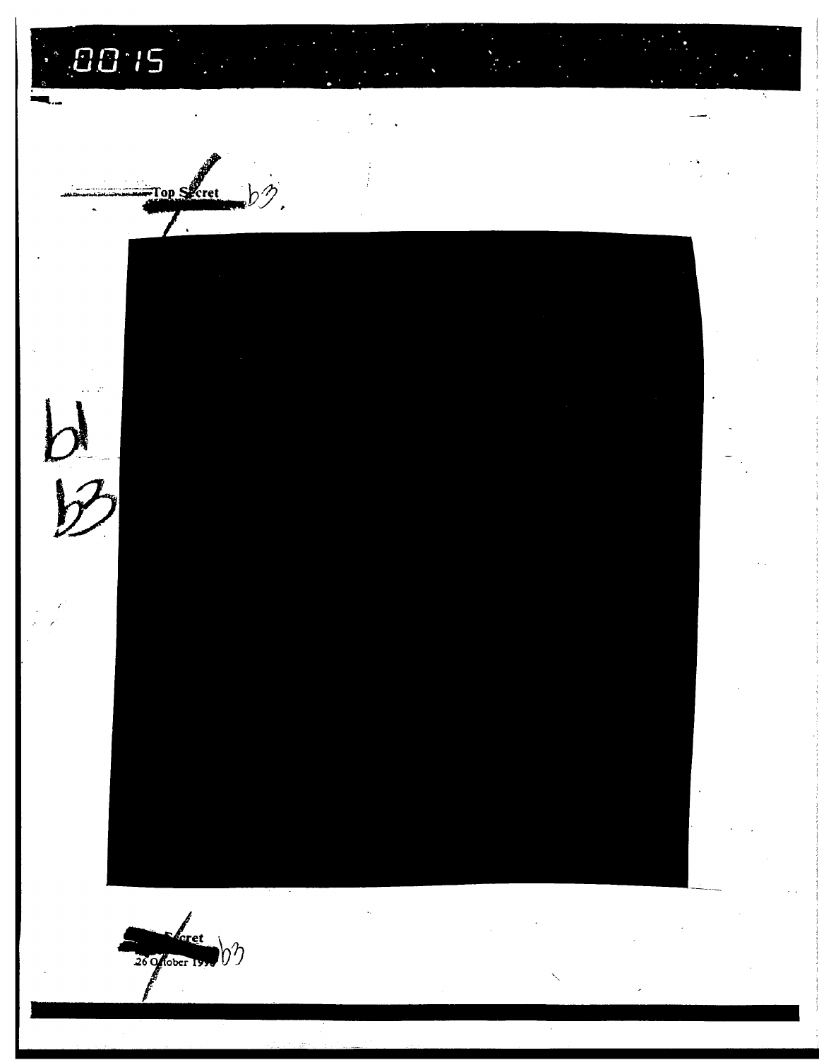Top Secret b3

b1
b3

Secret b3
26 October 199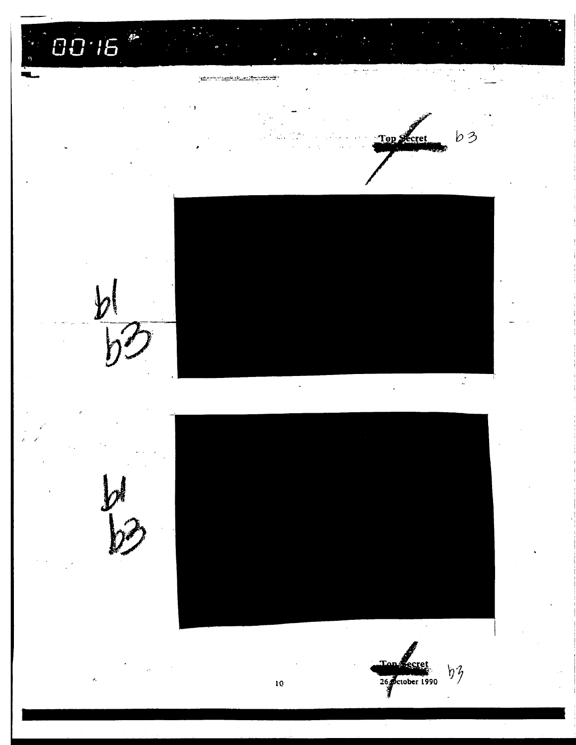Top Secret b3

b1
b3

b1
b3

Top Secret
26 October 1990 b3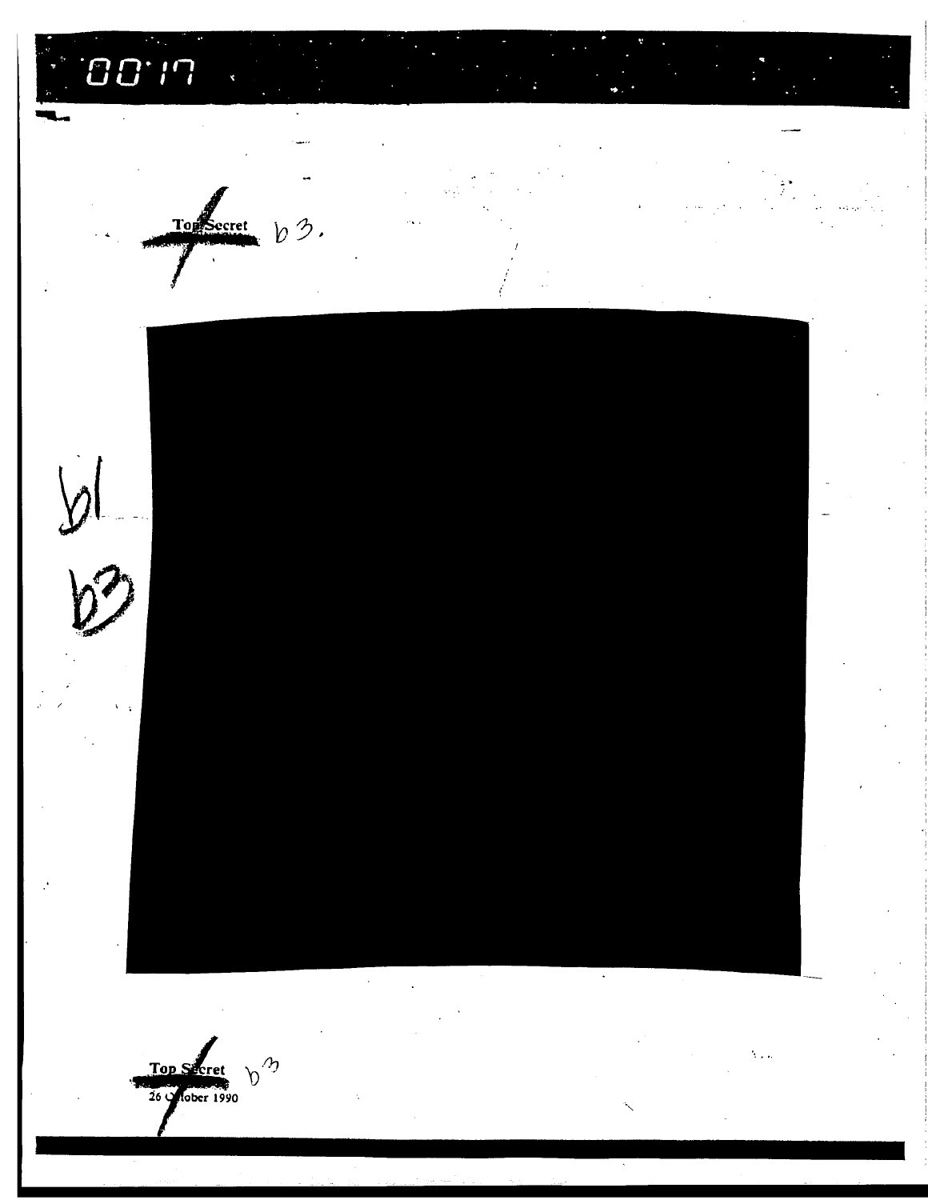Top Secret b3.

b1
b3

Top Secret b3
26 October 1990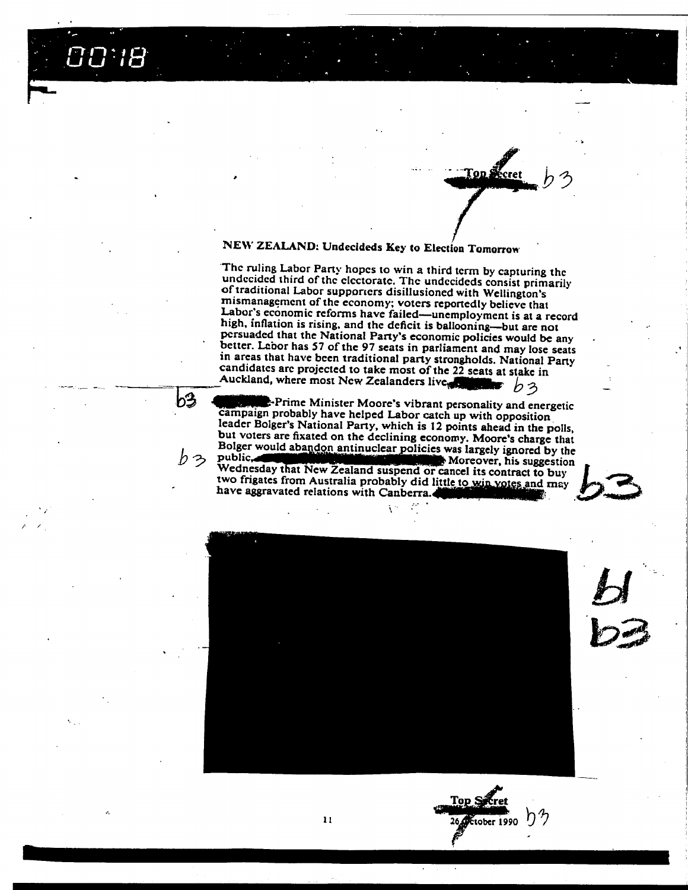Top Secret b3

## NEW ZEALAND: Undecideds Key to Election Tomorrow

The ruling Labor Party hopes to win a third term by capturing the undecided third of the electorate. The undecideds consist primarily of traditional Labor supporters disillusioned with Wellington's mismanagement of the economy; voters reportedly believe that Labor's economic reforms have failed—unemployment is at a record high, inflation is rising, and the deficit is ballooning—but are not persuaded that the National Party's economic policies would be any better. Labor has 57 of the 97 seats in parliament and may lose seats in areas that have been traditional party strongholds. National Party candidates are projected to take most of the 22 seats at stake in Auckland, where most New Zealanders live. b3

b3 Prime Minister Moore's vibrant personality and energetic campaign probably have helped Labor catch up with opposition leader Bolger's National Party, which is 12 points ahead in the polls, but voters are fixated on the declining economy. Moore's charge that Bolger would abandon antinuclear policies was largely ignored by the public, b3 Moreover, his suggestion Wednesday that New Zealand suspend or cancel its contract to buy two frigates from Australia probably did little to win votes and may have aggravated relations with Canberra. b3

b1 b3

Top Secret b3

26 October 1990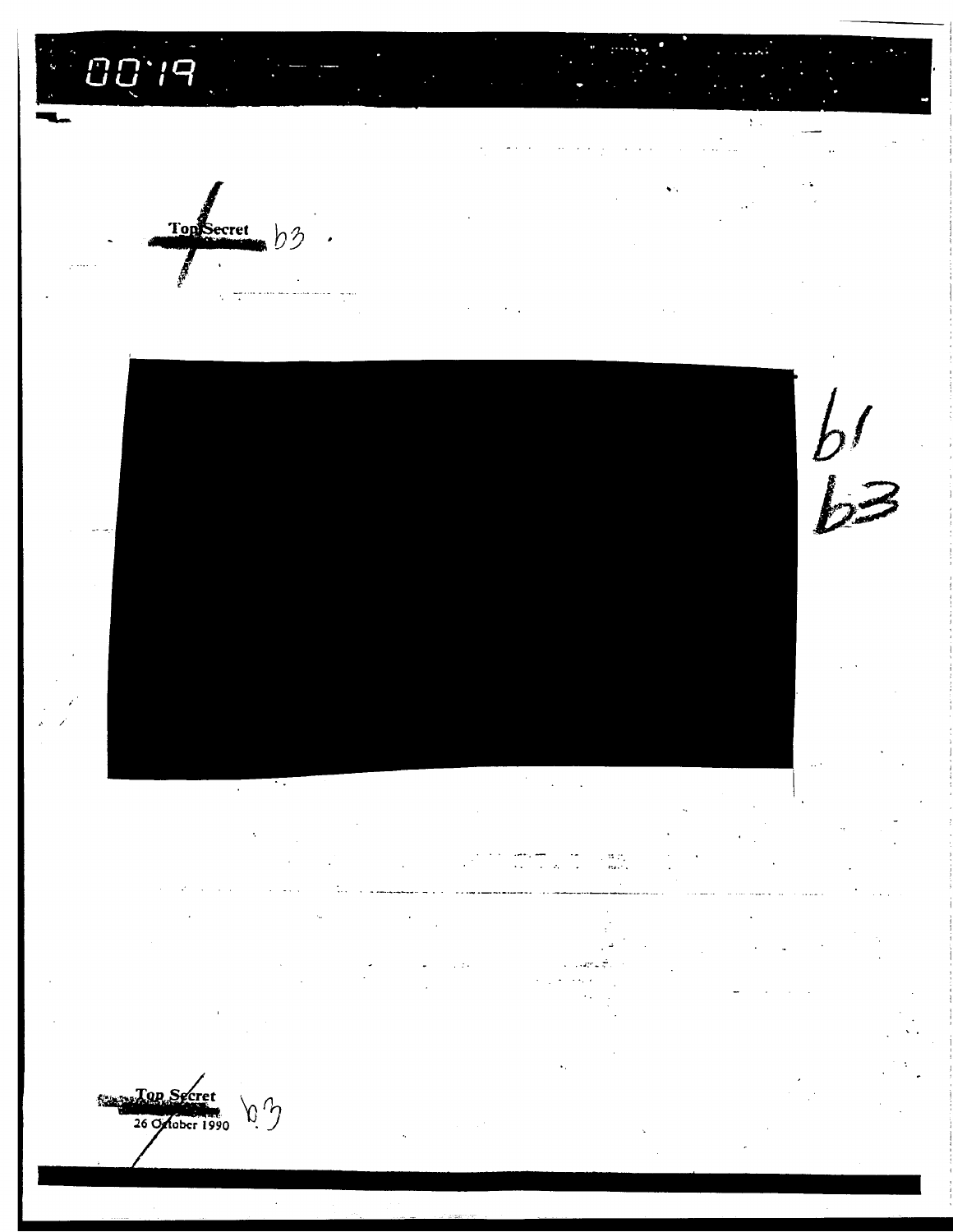Top Secret b3

b1
b3

Top Secret b3
26 October 1990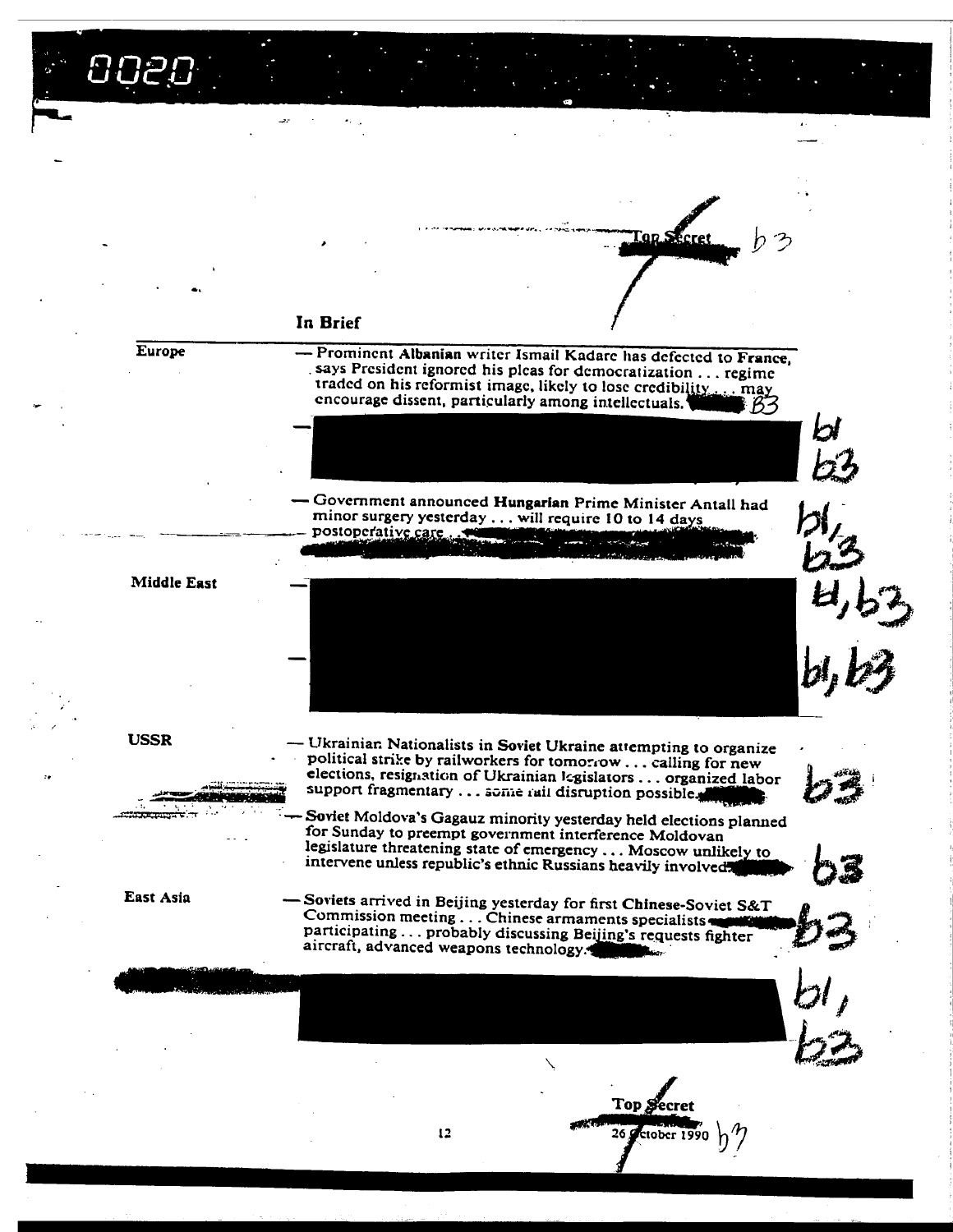Top Secret b3

## In Brief

**Europe**

— Prominent **Albanian** writer Ismail Kadare has defected to **France**, says President ignored his pleas for democratization . . . regime traded on his reformist image, likely to lose credibility . . . may encourage dissent, particularly among intellectuals. B3

— [redacted] b1 b3

— Government announced **Hungarian** Prime Minister Antall had minor surgery yesterday . . . will require 10 to 14 days postoperative care . . . [redacted] b1, b3

**Middle East**

— [redacted] b1, b3

— [redacted] b1, b3

**USSR**

— Ukrainian Nationalists in **Soviet Ukraine** attempting to organize political strike by railworkers for tomorrow . . . calling for new elections, resignation of Ukrainian legislators . . . organized labor support fragmentary . . . some rail disruption possible. b3

— **Soviet Moldova's** Gagauz minority yesterday held elections planned for Sunday to preempt government interference Moldovan legislature threatening state of emergency . . . Moscow unlikely to intervene unless republic's ethnic Russians heavily involved. b3

**East Asia**

— Soviets arrived in Beijing yesterday for first **Chinese-Soviet** S&T Commission meeting . . . Chinese armaments specialists participating . . . probably discussing Beijing's requests fighter aircraft, advanced weapons technology. b3

[redacted] b1, b3

Top Secret b3

26 October 1990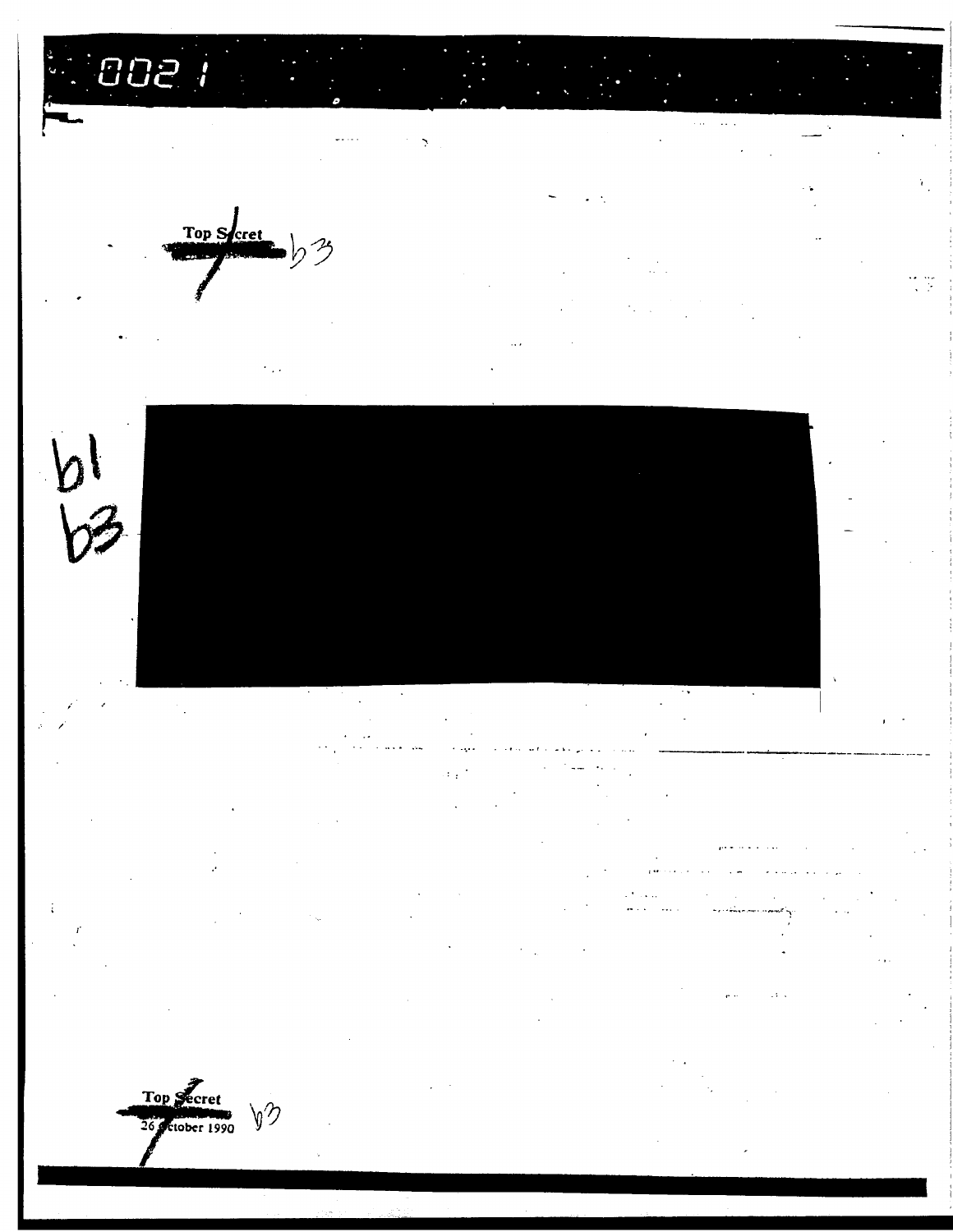Top Secret

b3

b1
b3

Top Secret
26 October 1990

b3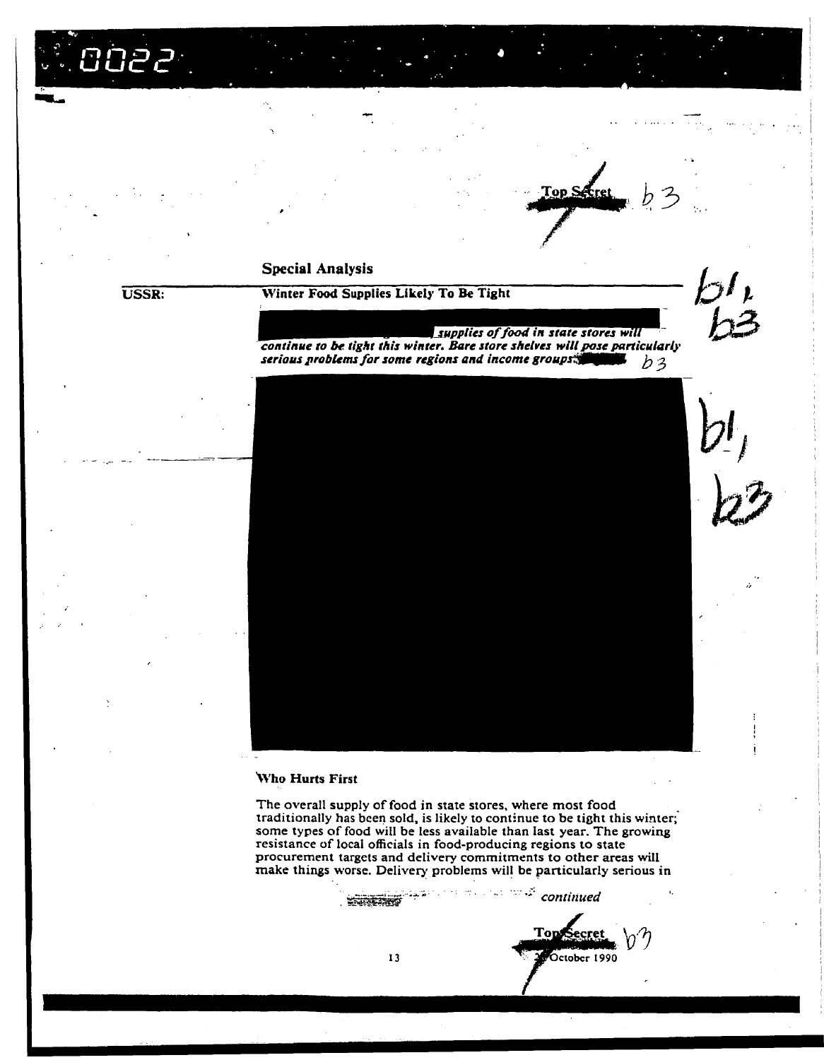Top Secret b3

**Special Analysis**

**USSR:** **Winter Food Supplies Likely To Be Tight**

b1, b3

*supplies of food in state stores will continue to be tight this winter. Bare store shelves will pose particularly serious problems for some regions and income groups.* b3

b1, b3

**Who Hurts First**

The overall supply of food in state stores, where most food traditionally has been sold, is likely to continue to be tight this winter; some types of food will be less available than last year. The growing resistance of local officials in food-producing regions to state procurement targets and delivery commitments to other areas will make things worse. Delivery problems will be particularly serious in

*continued*

Top Secret b3

October 1990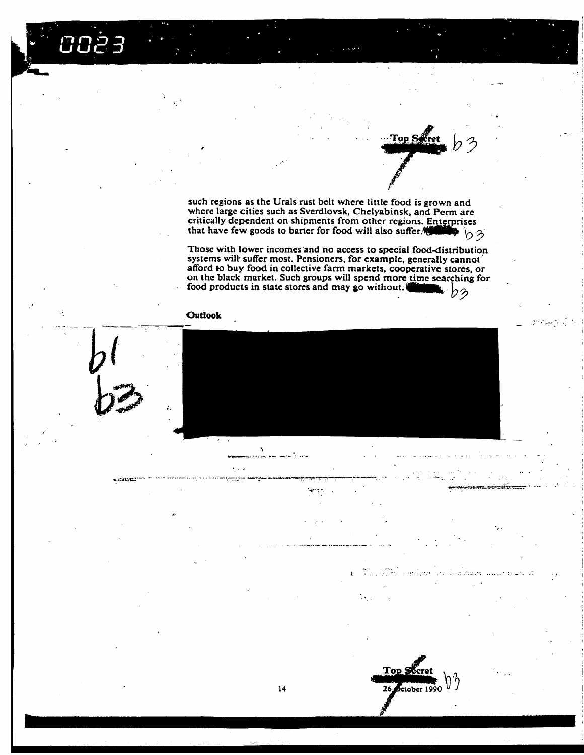such regions as the Urals rust belt where little food is grown and where large cities such as Sverdlovsk, Chelyabinsk, and Perm are critically dependent on shipments from other regions. Enterprises that have few goods to barter for food will also suffer. b3

Those with lower incomes and no access to special food-distribution systems will suffer most. Pensioners, for example, generally cannot afford to buy food in collective farm markets, cooperative stores, or on the black market. Such groups will spend more time searching for food products in state stores and may go without. b3

**Outlook**

b1
b3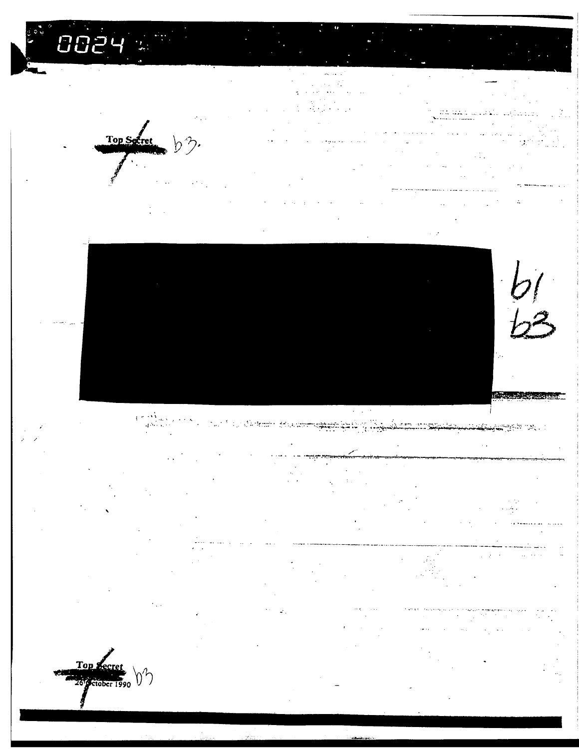Top Secret b3

b1
b3

Top Secret b3
26 October 1990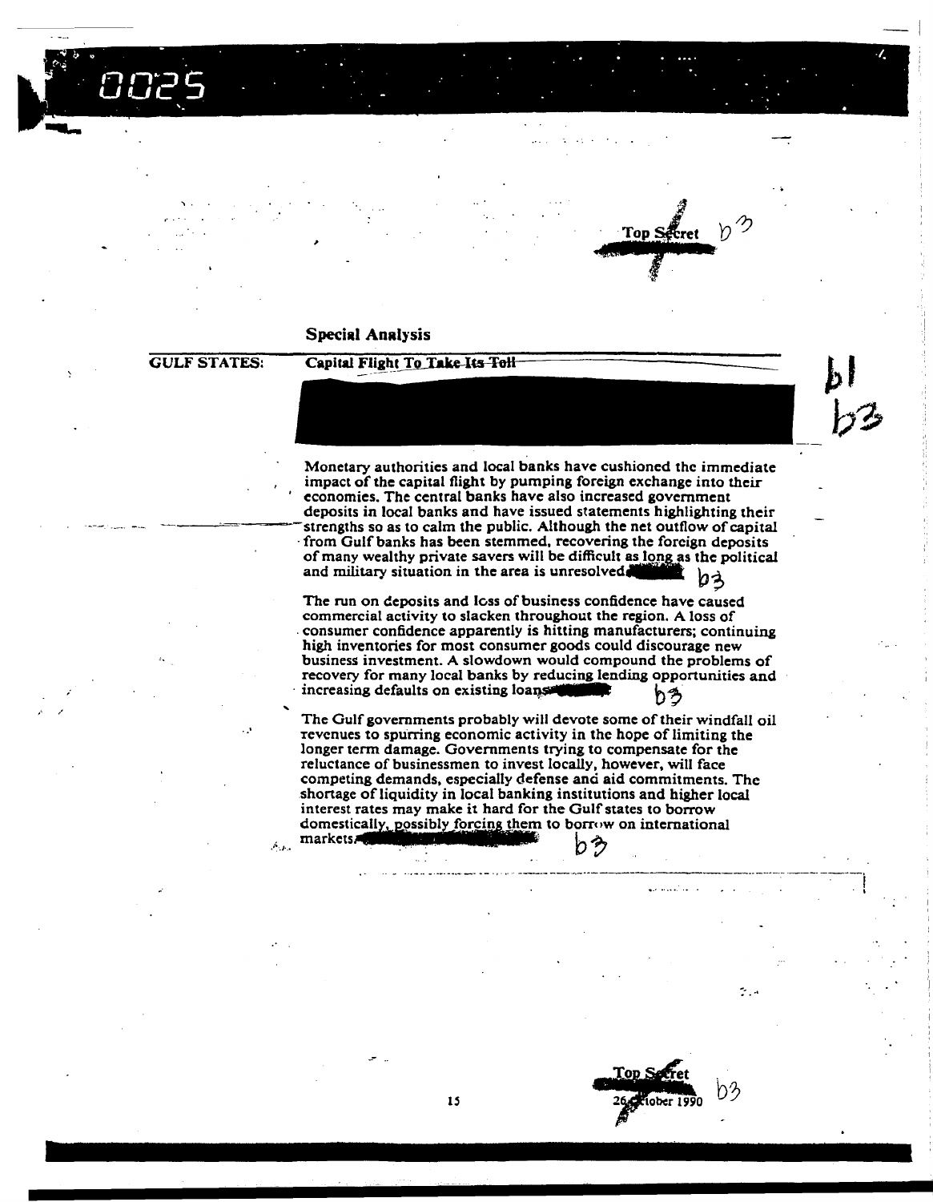Top Secret b3

## Special Analysis

**GULF STATES:** **Capital Flight To Take Its Toll**

b1 b3

Monetary authorities and local banks have cushioned the immediate impact of the capital flight by pumping foreign exchange into their economies. The central banks have also increased government deposits in local banks and have issued statements highlighting their strengths so as to calm the public. Although the net outflow of capital from Gulf banks has been stemmed, recovering the foreign deposits of many wealthy private savers will be difficult as long as the political and military situation in the area is unresolved. b3

The run on deposits and loss of business confidence have caused commercial activity to slacken throughout the region. A loss of consumer confidence apparently is hitting manufacturers; continuing high inventories for most consumer goods could discourage new business investment. A slowdown would compound the problems of recovery for many local banks by reducing lending opportunities and increasing defaults on existing loans. b3

The Gulf governments probably will devote some of their windfall oil revenues to spurring economic activity in the hope of limiting the longer term damage. Governments trying to compensate for the reluctance of businessmen to invest locally, however, will face competing demands, especially defense and aid commitments. The shortage of liquidity in local banking institutions and higher local interest rates may make it hard for the Gulf states to borrow domestically, possibly forcing them to borrow on international markets. b3

Top Secret b3
26 October 1990